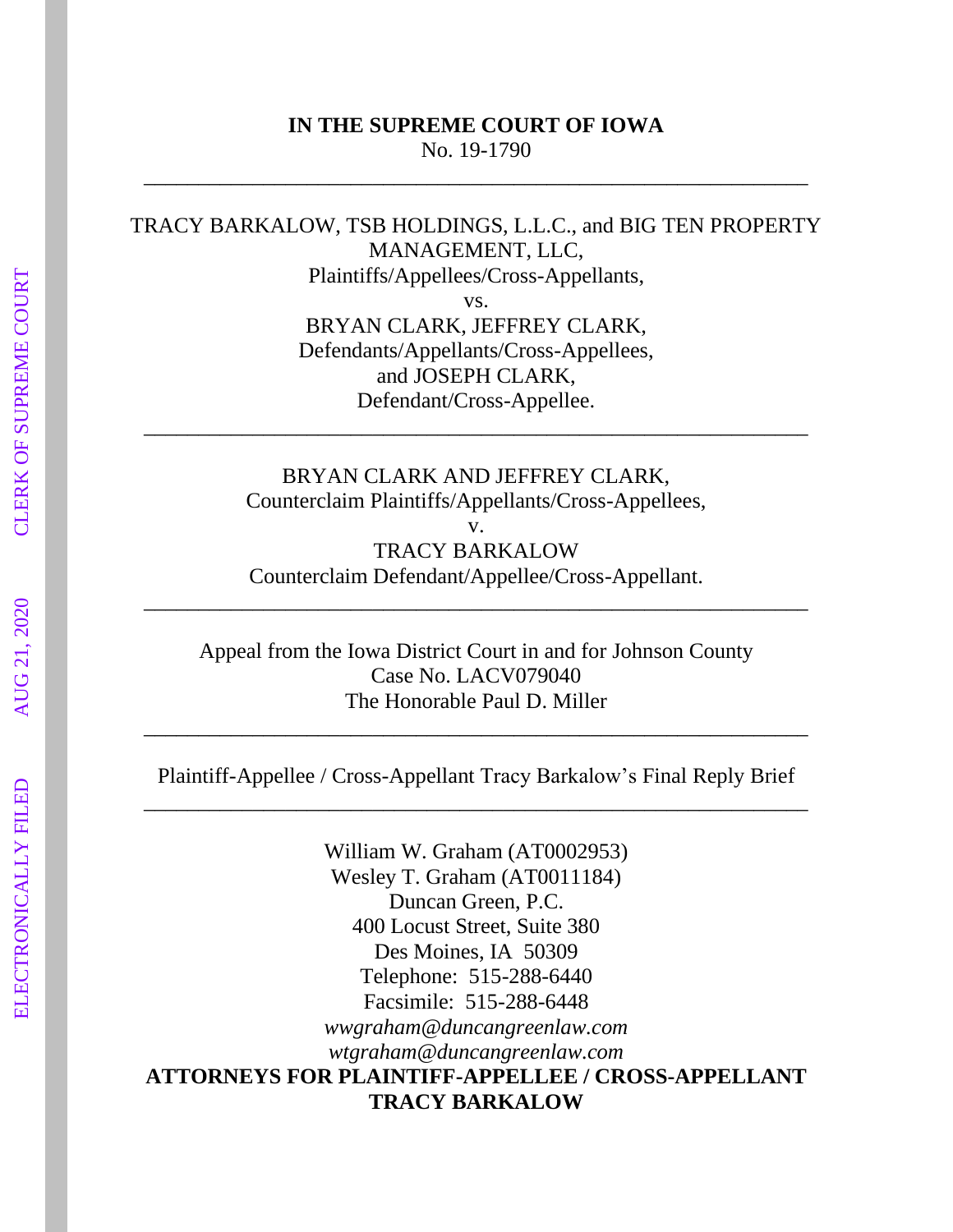**IN THE SUPREME COURT OF IOWA**

No. 19-1790

---

TRACY BARKALOW, TSB HOLDINGS, L.L.C., and BIG TEN PROPERTY MANAGEMENT, LLC,

Plaintiffs/Appellees/Cross-Appellants,

vs.

BRYAN CLARK, JEFFREY CLARK,

Defendants/Appellants/Cross-Appellees,

and JOSEPH CLARK,

Defendant/Cross-Appellee.

---

BRYAN CLARK AND JEFFREY CLARK,

Counterclaim Plaintiffs/Appellants/Cross-Appellees,

v.

TRACY BARKALOW

Counterclaim Defendant/Appellee/Cross-Appellant.

---

Appeal from the Iowa District Court in and for Johnson County

Case No. LACV079040

The Honorable Paul D. Miller

---

Plaintiff-Appellee / Cross-Appellant Tracy Barkalow's Final Reply Brief

---

William W. Graham (AT0002953)

Wesley T. Graham (AT0011184)

Duncan Green, P.C.

400 Locust Street, Suite 380

Des Moines, IA 50309

Telephone: 515-288-6440

Facsimile: 515-288-6448

*wwgraham@duncangreenlaw.com*

*wtgraham@duncangreenlaw.com*

**ATTORNEYS FOR PLAINTIFF-APPELLEE / CROSS-APPELLANT TRACY BARKALOW**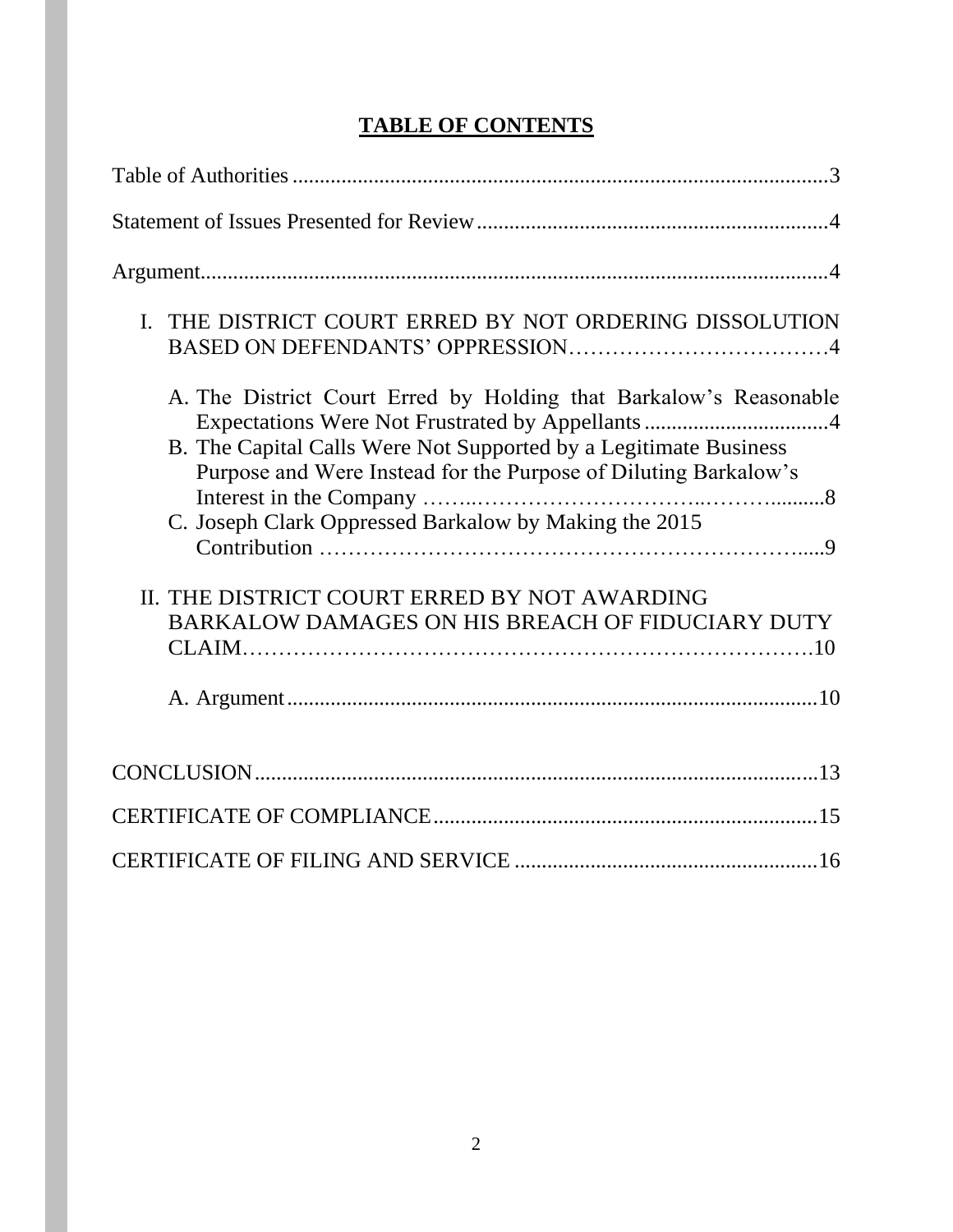# **TABLE OF CONTENTS**

Table of Authorities....................................................................................................3

Statement of Issues Presented for Review.................................................................4

Argument....................................................................................................................4

I. THE DISTRICT COURT ERRED BY NOT ORDERING DISSOLUTION BASED ON DEFENDANTS' OPPRESSION……………………………….4

   A. The District Court Erred by Holding that Barkalow's Reasonable Expectations Were Not Frustrated by Appellants.................................4

   B. The Capital Calls Were Not Supported by a Legitimate Business Purpose and Were Instead for the Purpose of Diluting Barkalow's Interest in the Company ……..…………………………..………..........8

   C. Joseph Clark Oppressed Barkalow by Making the 2015 Contribution ……………………………………………………….....9

II. THE DISTRICT COURT ERRED BY NOT AWARDING BARKALOW DAMAGES ON HIS BREACH OF FIDUCIARY DUTY CLAIM……………………………………………………………….10

   A. Argument...............................................................................................10

CONCLUSION.......................................................................................................13

CERTIFICATE OF COMPLIANCE......................................................................15

CERTIFICATE OF FILING AND SERVICE ........................................................16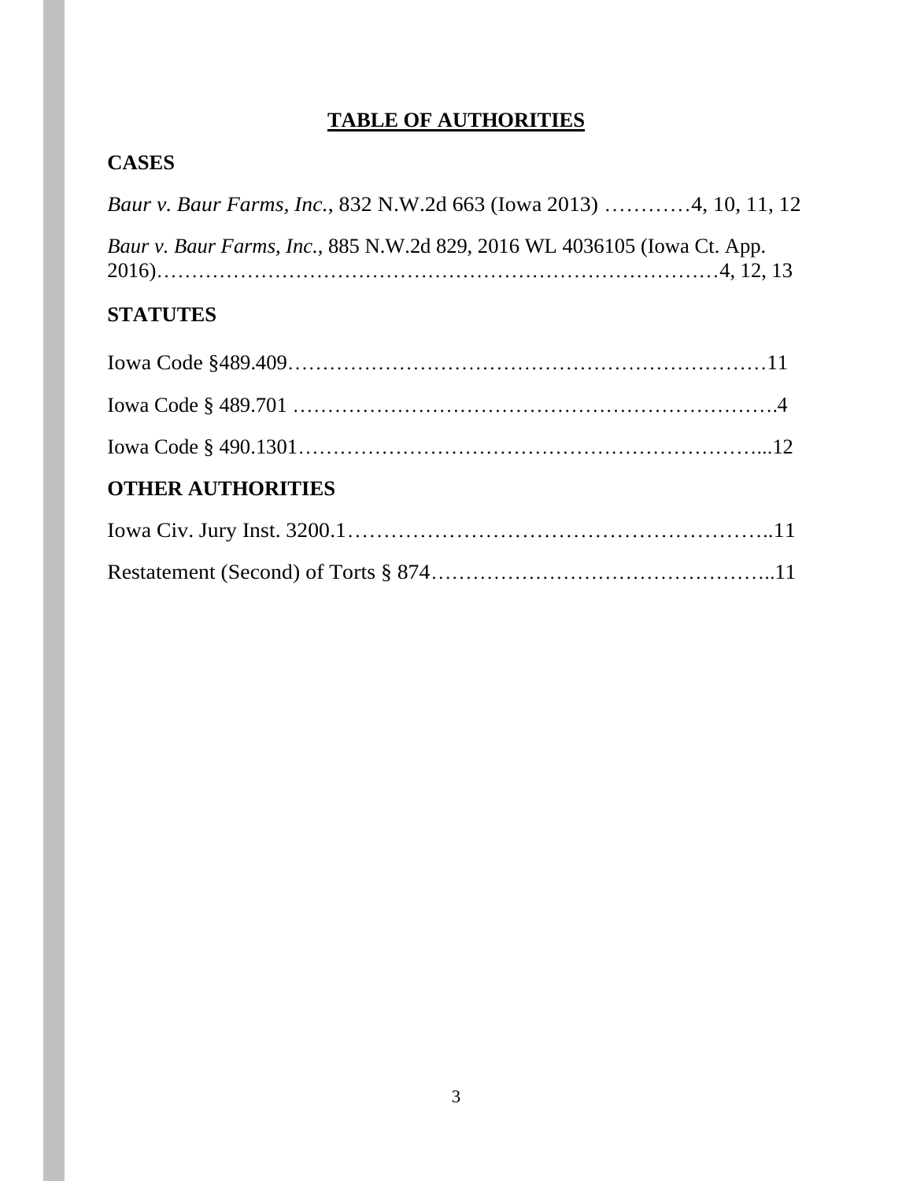## TABLE OF AUTHORITIES

### CASES

*Baur v. Baur Farms, Inc.*, 832 N.W.2d 663 (Iowa 2013) …………4, 10, 11, 12

*Baur v. Baur Farms, Inc.*, 885 N.W.2d 829, 2016 WL 4036105 (Iowa Ct. App. 2016)……………………………………………………………………4, 12, 13

### STATUTES

Iowa Code §489.409……………………………………………………………11

Iowa Code § 489.701 …………………………………………………………….4

Iowa Code § 490.1301…………………………………………………………...12

### OTHER AUTHORITIES

Iowa Civ. Jury Inst. 3200.1………………………………………………….....11

Restatement (Second) of Torts § 874…………………………………………..11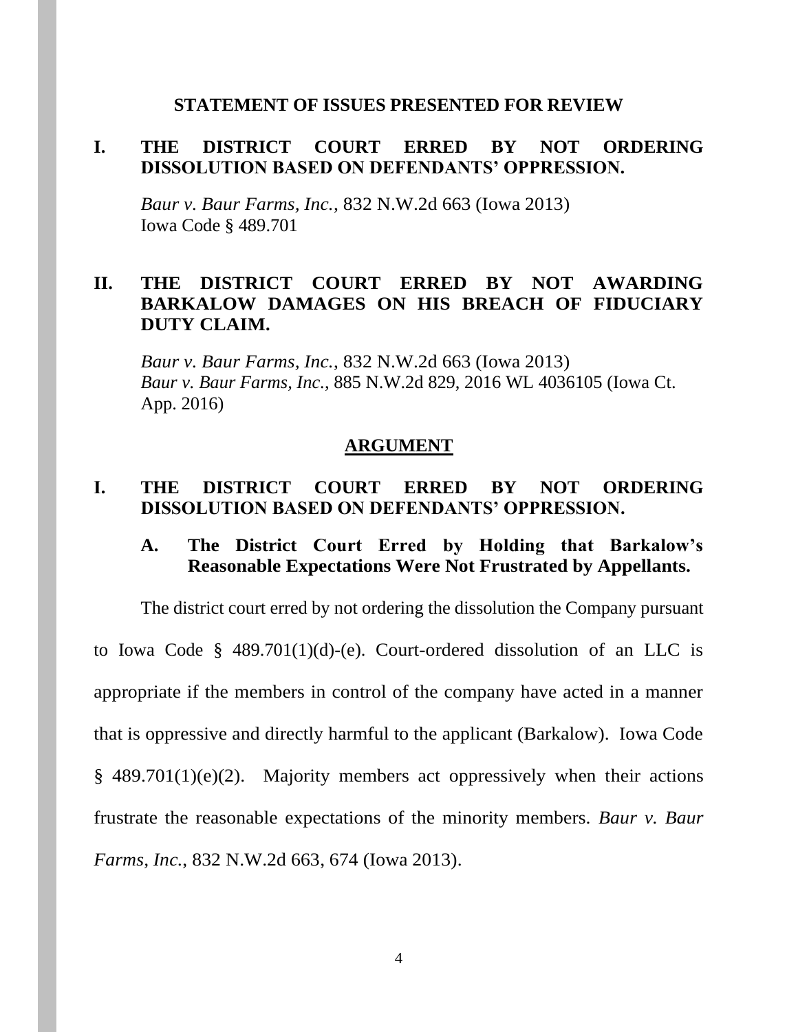## STATEMENT OF ISSUES PRESENTED FOR REVIEW

### I. THE DISTRICT COURT ERRED BY NOT ORDERING DISSOLUTION BASED ON DEFENDANTS' OPPRESSION.

*Baur v. Baur Farms, Inc.*, 832 N.W.2d 663 (Iowa 2013)
Iowa Code § 489.701

### II. THE DISTRICT COURT ERRED BY NOT AWARDING BARKALOW DAMAGES ON HIS BREACH OF FIDUCIARY DUTY CLAIM.

*Baur v. Baur Farms, Inc.*, 832 N.W.2d 663 (Iowa 2013)
*Baur v. Baur Farms, Inc.*, 885 N.W.2d 829, 2016 WL 4036105 (Iowa Ct. App. 2016)

## ARGUMENT

### I. THE DISTRICT COURT ERRED BY NOT ORDERING DISSOLUTION BASED ON DEFENDANTS' OPPRESSION.

#### A. The District Court Erred by Holding that Barkalow's Reasonable Expectations Were Not Frustrated by Appellants.

The district court erred by not ordering the dissolution the Company pursuant to Iowa Code § 489.701(1)(d)-(e). Court-ordered dissolution of an LLC is appropriate if the members in control of the company have acted in a manner that is oppressive and directly harmful to the applicant (Barkalow). Iowa Code § 489.701(1)(e)(2). Majority members act oppressively when their actions frustrate the reasonable expectations of the minority members. *Baur v. Baur Farms, Inc.*, 832 N.W.2d 663, 674 (Iowa 2013).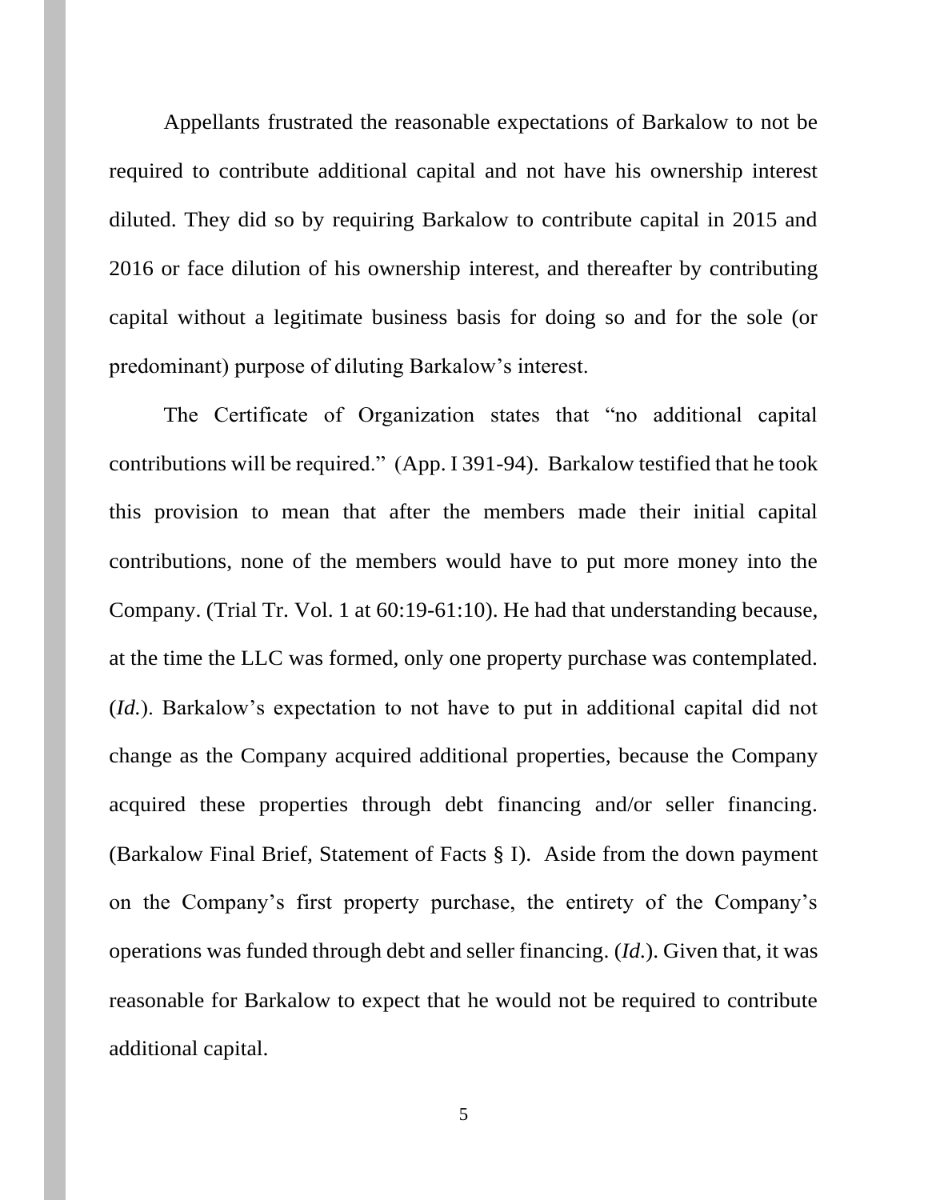Appellants frustrated the reasonable expectations of Barkalow to not be required to contribute additional capital and not have his ownership interest diluted. They did so by requiring Barkalow to contribute capital in 2015 and 2016 or face dilution of his ownership interest, and thereafter by contributing capital without a legitimate business basis for doing so and for the sole (or predominant) purpose of diluting Barkalow's interest.

The Certificate of Organization states that "no additional capital contributions will be required." (App. I 391-94). Barkalow testified that he took this provision to mean that after the members made their initial capital contributions, none of the members would have to put more money into the Company. (Trial Tr. Vol. 1 at 60:19-61:10). He had that understanding because, at the time the LLC was formed, only one property purchase was contemplated. (*Id.*). Barkalow's expectation to not have to put in additional capital did not change as the Company acquired additional properties, because the Company acquired these properties through debt financing and/or seller financing. (Barkalow Final Brief, Statement of Facts § I). Aside from the down payment on the Company's first property purchase, the entirety of the Company's operations was funded through debt and seller financing. (*Id.*). Given that, it was reasonable for Barkalow to expect that he would not be required to contribute additional capital.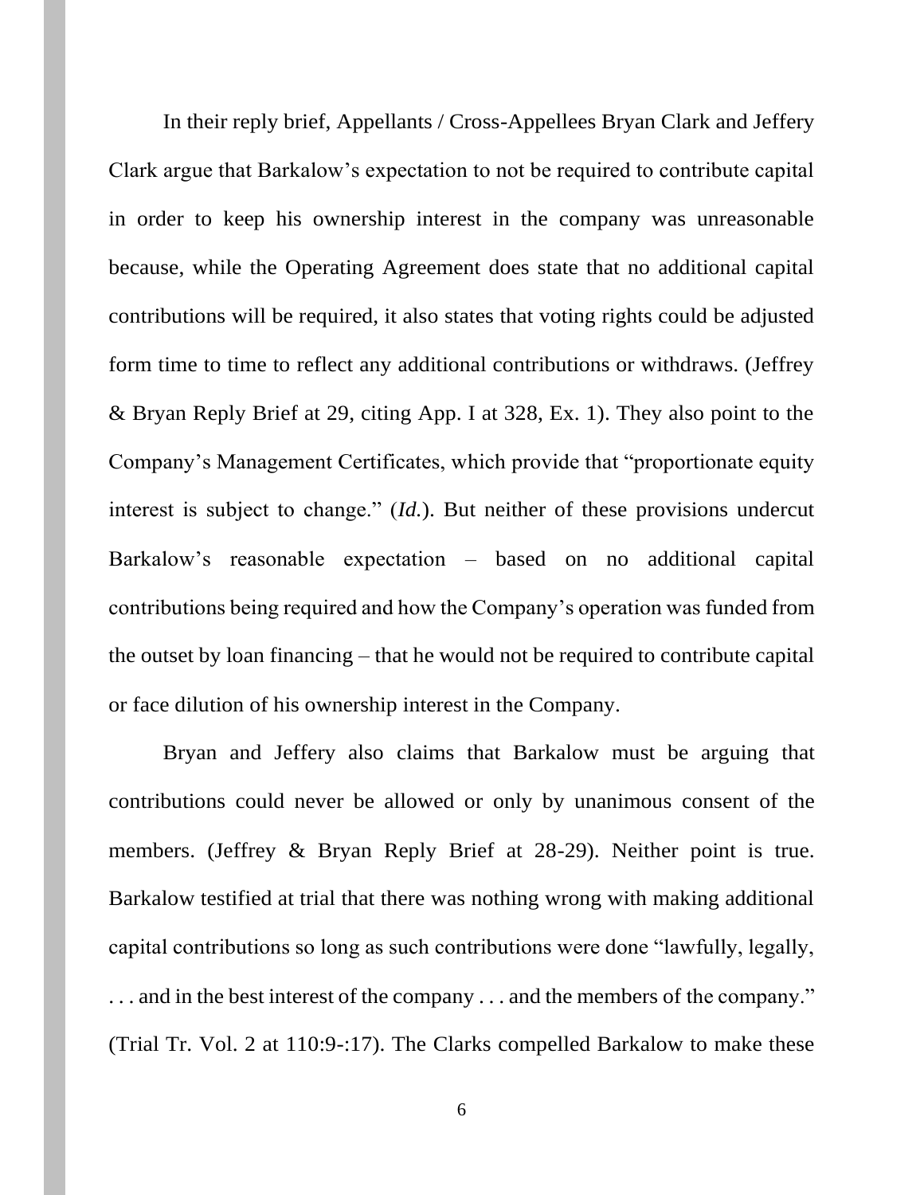In their reply brief, Appellants / Cross-Appellees Bryan Clark and Jeffery Clark argue that Barkalow's expectation to not be required to contribute capital in order to keep his ownership interest in the company was unreasonable because, while the Operating Agreement does state that no additional capital contributions will be required, it also states that voting rights could be adjusted form time to time to reflect any additional contributions or withdraws. (Jeffrey & Bryan Reply Brief at 29, citing App. I at 328, Ex. 1). They also point to the Company's Management Certificates, which provide that "proportionate equity interest is subject to change." (*Id.*). But neither of these provisions undercut Barkalow's reasonable expectation – based on no additional capital contributions being required and how the Company's operation was funded from the outset by loan financing – that he would not be required to contribute capital or face dilution of his ownership interest in the Company.

Bryan and Jeffery also claims that Barkalow must be arguing that contributions could never be allowed or only by unanimous consent of the members. (Jeffrey & Bryan Reply Brief at 28-29). Neither point is true. Barkalow testified at trial that there was nothing wrong with making additional capital contributions so long as such contributions were done "lawfully, legally, . . . and in the best interest of the company . . . and the members of the company." (Trial Tr. Vol. 2 at 110:9-:17). The Clarks compelled Barkalow to make these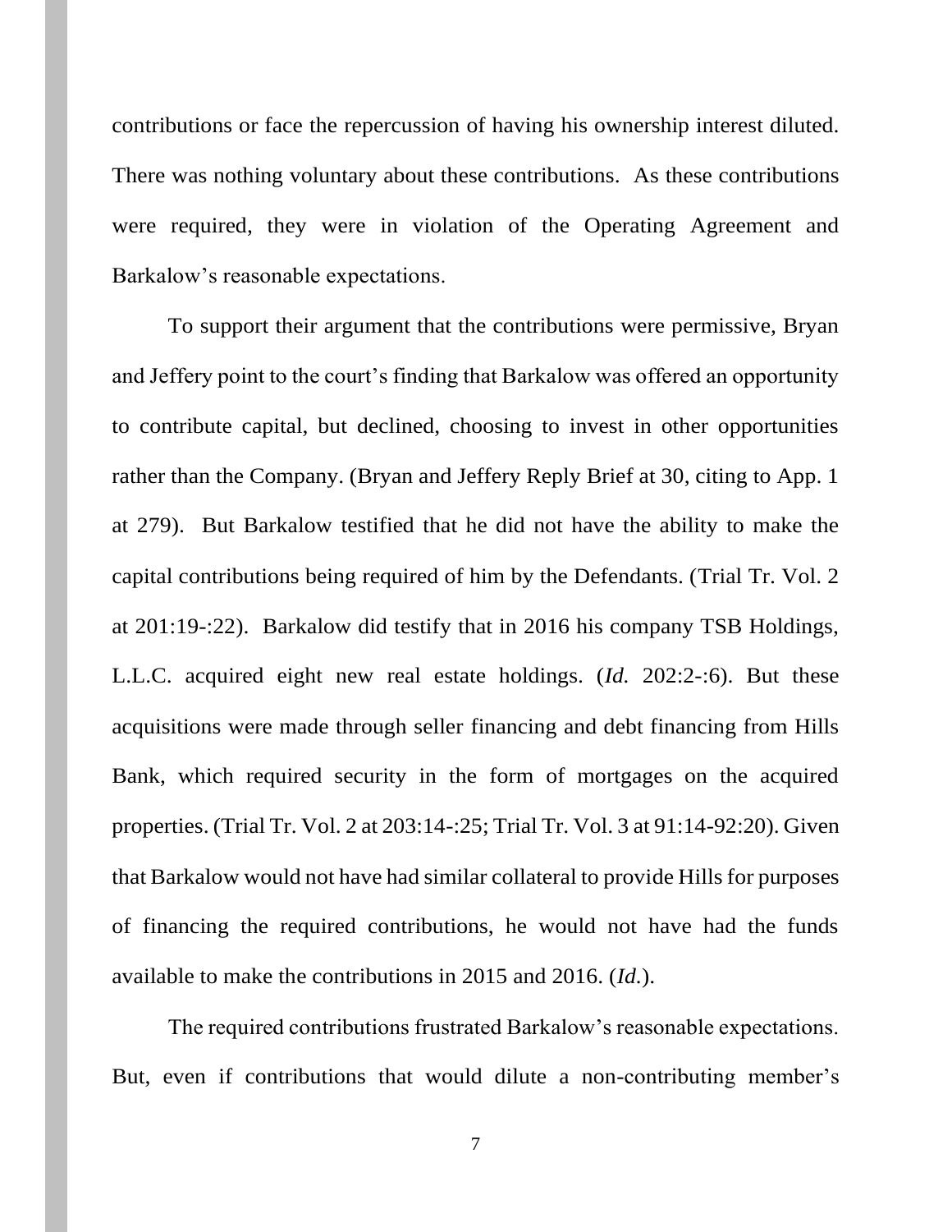contributions or face the repercussion of having his ownership interest diluted. There was nothing voluntary about these contributions. As these contributions were required, they were in violation of the Operating Agreement and Barkalow's reasonable expectations.

To support their argument that the contributions were permissive, Bryan and Jeffery point to the court's finding that Barkalow was offered an opportunity to contribute capital, but declined, choosing to invest in other opportunities rather than the Company. (Bryan and Jeffery Reply Brief at 30, citing to App. 1 at 279). But Barkalow testified that he did not have the ability to make the capital contributions being required of him by the Defendants. (Trial Tr. Vol. 2 at 201:19-:22). Barkalow did testify that in 2016 his company TSB Holdings, L.L.C. acquired eight new real estate holdings. (*Id.* 202:2-:6). But these acquisitions were made through seller financing and debt financing from Hills Bank, which required security in the form of mortgages on the acquired properties. (Trial Tr. Vol. 2 at 203:14-:25; Trial Tr. Vol. 3 at 91:14-92:20). Given that Barkalow would not have had similar collateral to provide Hills for purposes of financing the required contributions, he would not have had the funds available to make the contributions in 2015 and 2016. (*Id.*).

The required contributions frustrated Barkalow's reasonable expectations. But, even if contributions that would dilute a non-contributing member's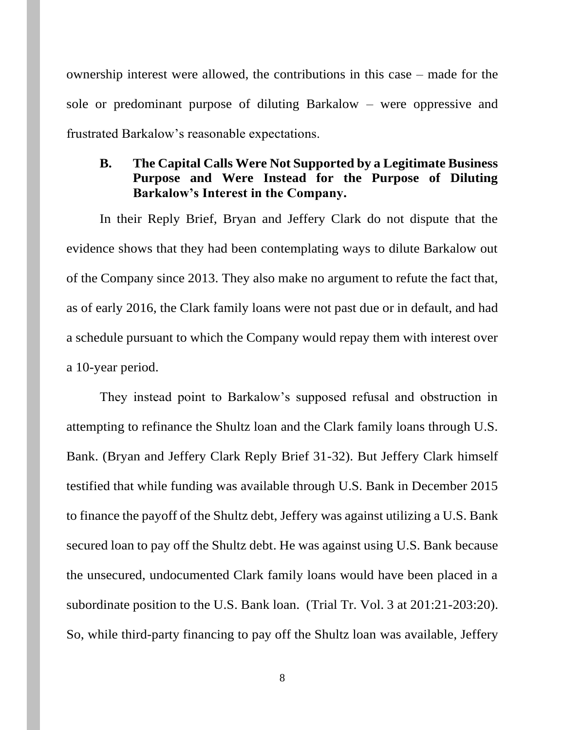ownership interest were allowed, the contributions in this case – made for the sole or predominant purpose of diluting Barkalow – were oppressive and frustrated Barkalow's reasonable expectations.

### B. The Capital Calls Were Not Supported by a Legitimate Business Purpose and Were Instead for the Purpose of Diluting Barkalow's Interest in the Company.

In their Reply Brief, Bryan and Jeffery Clark do not dispute that the evidence shows that they had been contemplating ways to dilute Barkalow out of the Company since 2013. They also make no argument to refute the fact that, as of early 2016, the Clark family loans were not past due or in default, and had a schedule pursuant to which the Company would repay them with interest over a 10-year period.

They instead point to Barkalow's supposed refusal and obstruction in attempting to refinance the Shultz loan and the Clark family loans through U.S. Bank. (Bryan and Jeffery Clark Reply Brief 31-32). But Jeffery Clark himself testified that while funding was available through U.S. Bank in December 2015 to finance the payoff of the Shultz debt, Jeffery was against utilizing a U.S. Bank secured loan to pay off the Shultz debt. He was against using U.S. Bank because the unsecured, undocumented Clark family loans would have been placed in a subordinate position to the U.S. Bank loan. (Trial Tr. Vol. 3 at 201:21-203:20). So, while third-party financing to pay off the Shultz loan was available, Jeffery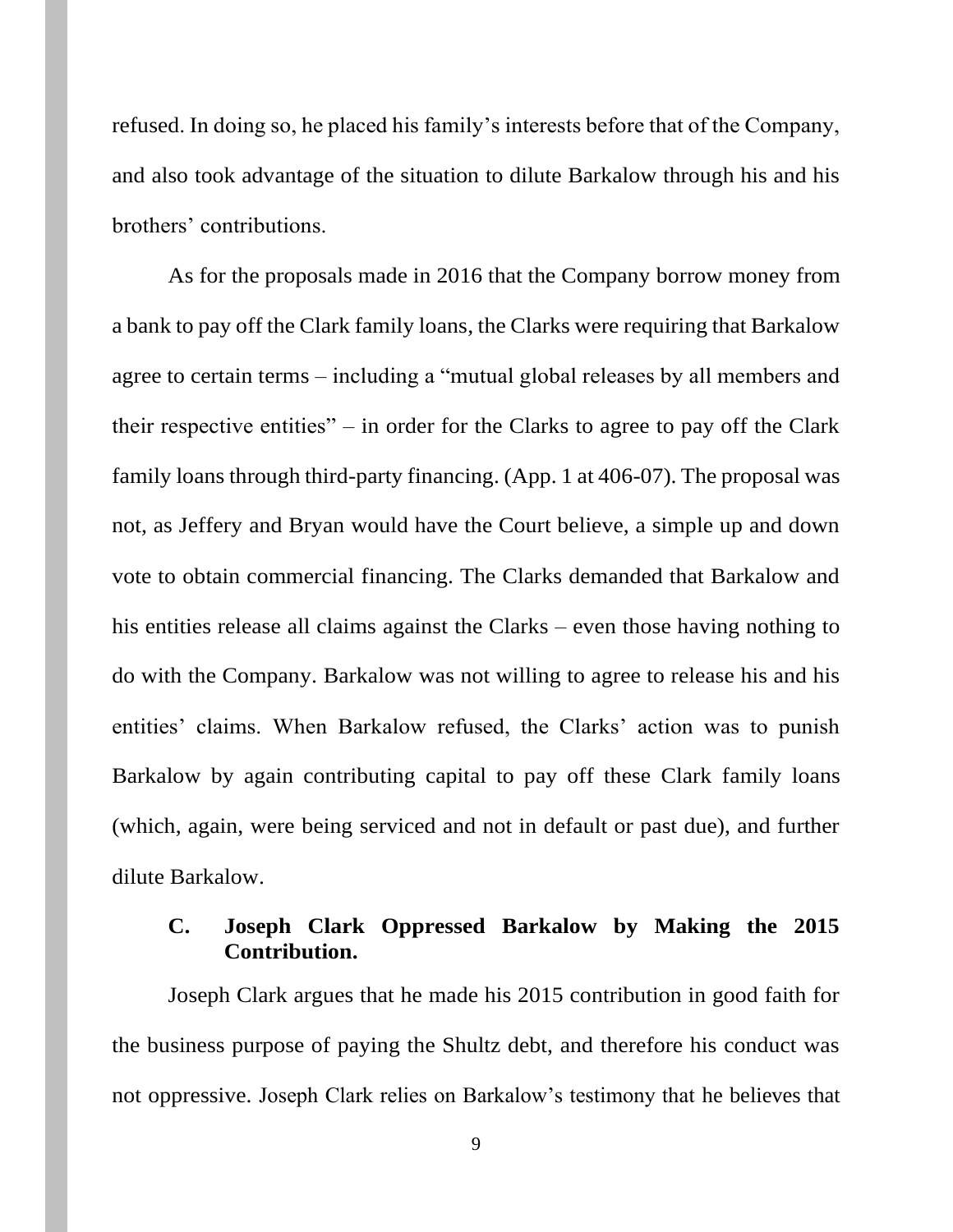refused. In doing so, he placed his family's interests before that of the Company, and also took advantage of the situation to dilute Barkalow through his and his brothers' contributions.

As for the proposals made in 2016 that the Company borrow money from a bank to pay off the Clark family loans, the Clarks were requiring that Barkalow agree to certain terms – including a "mutual global releases by all members and their respective entities" – in order for the Clarks to agree to pay off the Clark family loans through third-party financing. (App. 1 at 406-07). The proposal was not, as Jeffery and Bryan would have the Court believe, a simple up and down vote to obtain commercial financing. The Clarks demanded that Barkalow and his entities release all claims against the Clarks – even those having nothing to do with the Company. Barkalow was not willing to agree to release his and his entities' claims. When Barkalow refused, the Clarks' action was to punish Barkalow by again contributing capital to pay off these Clark family loans (which, again, were being serviced and not in default or past due), and further dilute Barkalow.

### C. Joseph Clark Oppressed Barkalow by Making the 2015 Contribution.

Joseph Clark argues that he made his 2015 contribution in good faith for the business purpose of paying the Shultz debt, and therefore his conduct was not oppressive. Joseph Clark relies on Barkalow's testimony that he believes that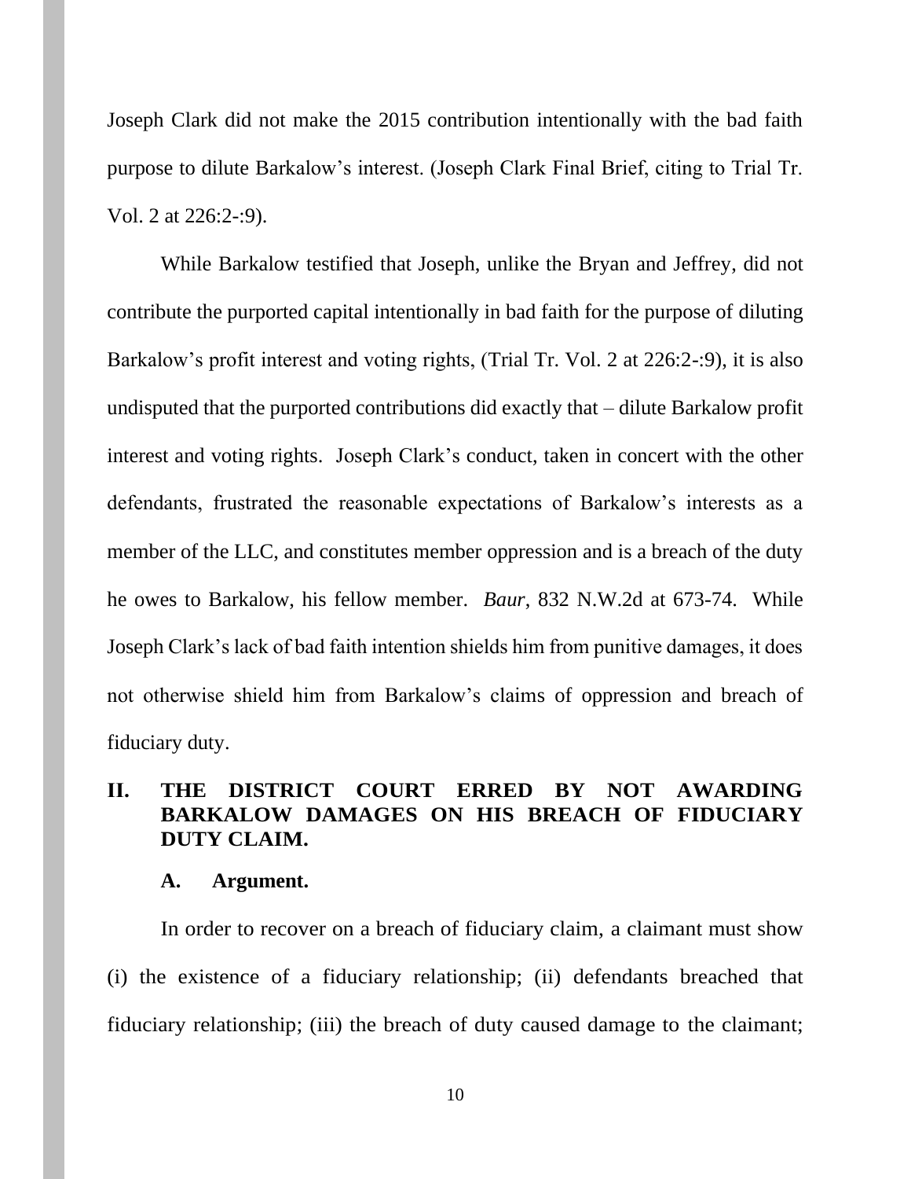Joseph Clark did not make the 2015 contribution intentionally with the bad faith purpose to dilute Barkalow's interest. (Joseph Clark Final Brief, citing to Trial Tr. Vol. 2 at 226:2-:9).

While Barkalow testified that Joseph, unlike the Bryan and Jeffrey, did not contribute the purported capital intentionally in bad faith for the purpose of diluting Barkalow's profit interest and voting rights, (Trial Tr. Vol. 2 at 226:2-:9), it is also undisputed that the purported contributions did exactly that – dilute Barkalow profit interest and voting rights. Joseph Clark's conduct, taken in concert with the other defendants, frustrated the reasonable expectations of Barkalow's interests as a member of the LLC, and constitutes member oppression and is a breach of the duty he owes to Barkalow, his fellow member. *Baur*, 832 N.W.2d at 673-74. While Joseph Clark's lack of bad faith intention shields him from punitive damages, it does not otherwise shield him from Barkalow's claims of oppression and breach of fiduciary duty.

## II. THE DISTRICT COURT ERRED BY NOT AWARDING BARKALOW DAMAGES ON HIS BREACH OF FIDUCIARY DUTY CLAIM.

### A. Argument.

In order to recover on a breach of fiduciary claim, a claimant must show (i) the existence of a fiduciary relationship; (ii) defendants breached that fiduciary relationship; (iii) the breach of duty caused damage to the claimant;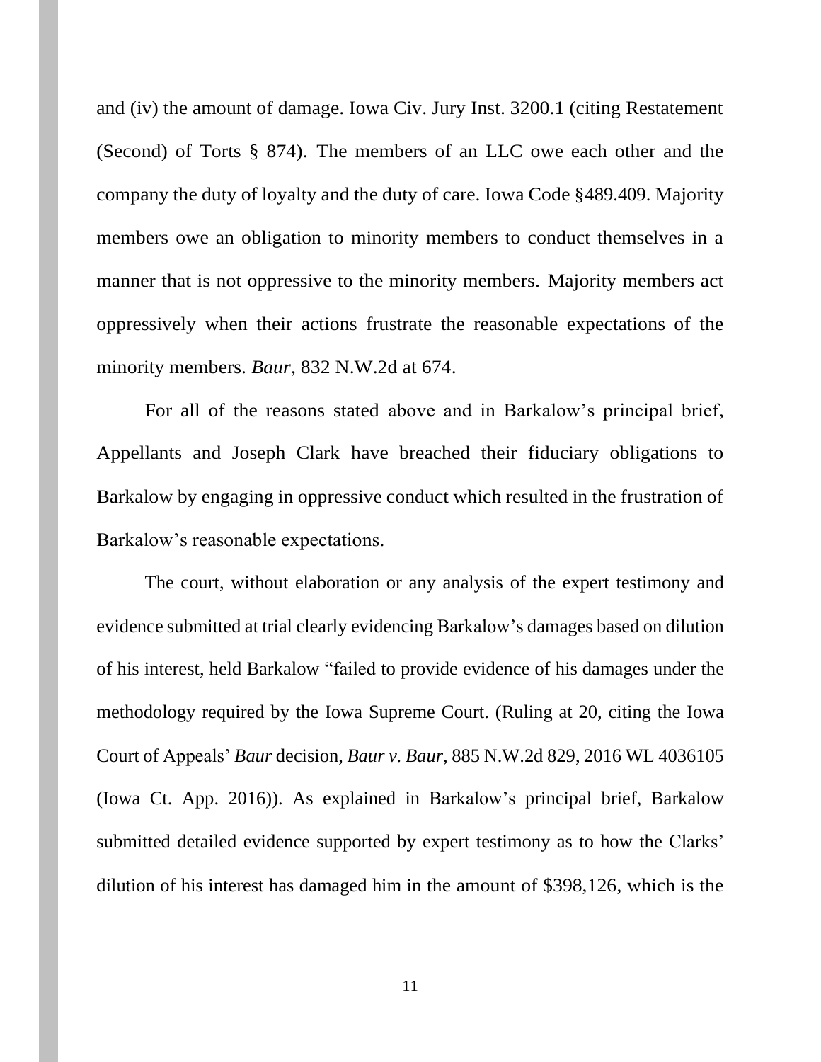and (iv) the amount of damage. Iowa Civ. Jury Inst. 3200.1 (citing Restatement (Second) of Torts § 874). The members of an LLC owe each other and the company the duty of loyalty and the duty of care. Iowa Code §489.409. Majority members owe an obligation to minority members to conduct themselves in a manner that is not oppressive to the minority members. Majority members act oppressively when their actions frustrate the reasonable expectations of the minority members. *Baur*, 832 N.W.2d at 674.

For all of the reasons stated above and in Barkalow's principal brief, Appellants and Joseph Clark have breached their fiduciary obligations to Barkalow by engaging in oppressive conduct which resulted in the frustration of Barkalow's reasonable expectations.

The court, without elaboration or any analysis of the expert testimony and evidence submitted at trial clearly evidencing Barkalow's damages based on dilution of his interest, held Barkalow "failed to provide evidence of his damages under the methodology required by the Iowa Supreme Court. (Ruling at 20, citing the Iowa Court of Appeals' *Baur* decision, *Baur v. Baur*, 885 N.W.2d 829, 2016 WL 4036105 (Iowa Ct. App. 2016)). As explained in Barkalow's principal brief, Barkalow submitted detailed evidence supported by expert testimony as to how the Clarks' dilution of his interest has damaged him in the amount of $398,126, which is the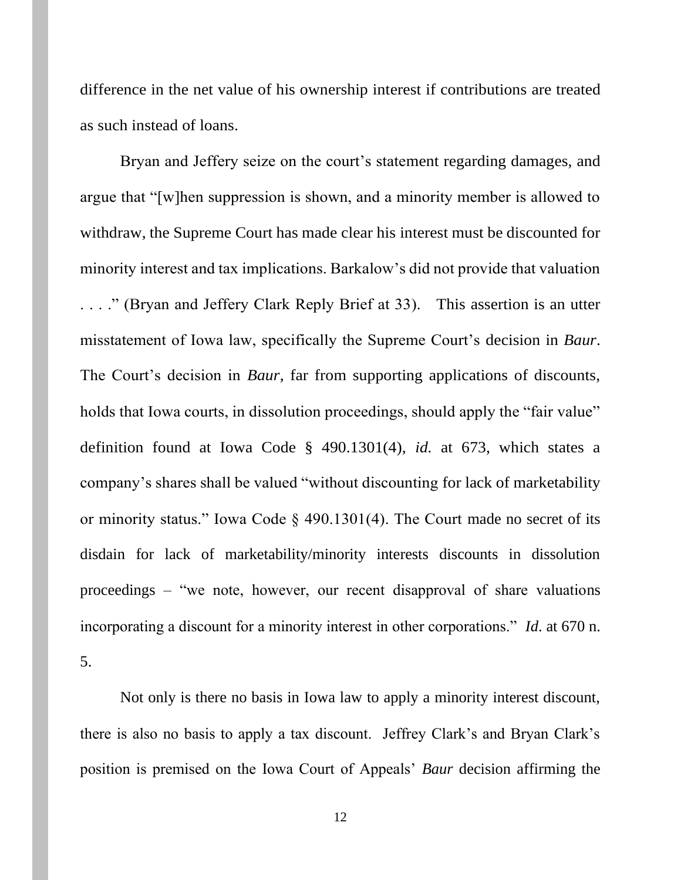difference in the net value of his ownership interest if contributions are treated as such instead of loans.

Bryan and Jeffery seize on the court's statement regarding damages, and argue that "[w]hen suppression is shown, and a minority member is allowed to withdraw, the Supreme Court has made clear his interest must be discounted for minority interest and tax implications. Barkalow's did not provide that valuation . . . ." (Bryan and Jeffery Clark Reply Brief at 33). This assertion is an utter misstatement of Iowa law, specifically the Supreme Court's decision in *Baur*. The Court's decision in *Baur*, far from supporting applications of discounts, holds that Iowa courts, in dissolution proceedings, should apply the "fair value" definition found at Iowa Code § 490.1301(4), *id.* at 673, which states a company's shares shall be valued "without discounting for lack of marketability or minority status." Iowa Code § 490.1301(4). The Court made no secret of its disdain for lack of marketability/minority interests discounts in dissolution proceedings – "we note, however, our recent disapproval of share valuations incorporating a discount for a minority interest in other corporations." *Id*. at 670 n. 5.

Not only is there no basis in Iowa law to apply a minority interest discount, there is also no basis to apply a tax discount. Jeffrey Clark's and Bryan Clark's position is premised on the Iowa Court of Appeals' *Baur* decision affirming the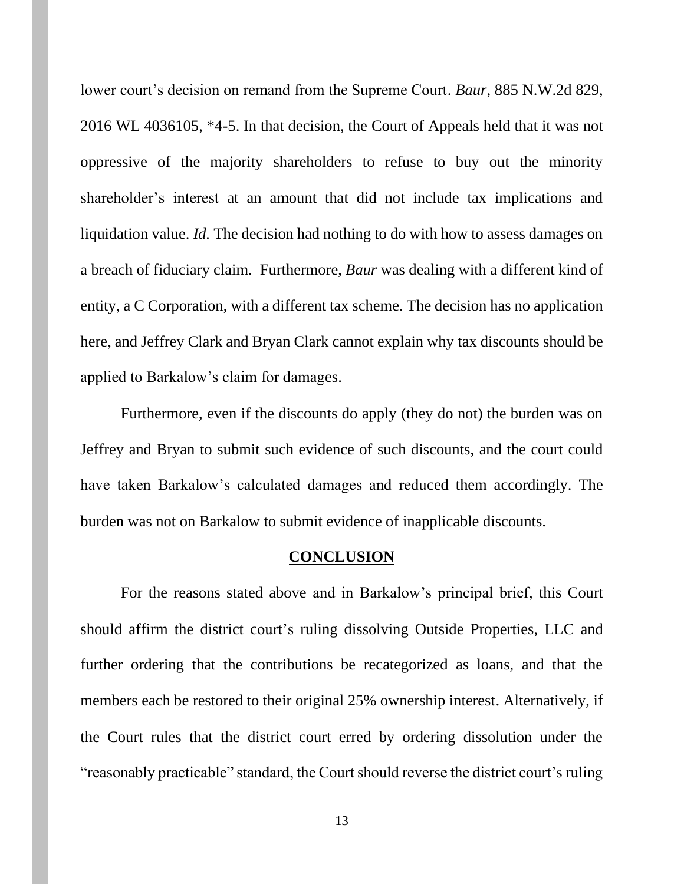lower court's decision on remand from the Supreme Court. *Baur*, 885 N.W.2d 829, 2016 WL 4036105, *4-5. In that decision, the Court of Appeals held that it was not oppressive of the majority shareholders to refuse to buy out the minority shareholder's interest at an amount that did not include tax implications and liquidation value. *Id.* The decision had nothing to do with how to assess damages on a breach of fiduciary claim. Furthermore, *Baur* was dealing with a different kind of entity, a C Corporation, with a different tax scheme. The decision has no application here, and Jeffrey Clark and Bryan Clark cannot explain why tax discounts should be applied to Barkalow's claim for damages.

Furthermore, even if the discounts do apply (they do not) the burden was on Jeffrey and Bryan to submit such evidence of such discounts, and the court could have taken Barkalow's calculated damages and reduced them accordingly. The burden was not on Barkalow to submit evidence of inapplicable discounts.

## **CONCLUSION**

For the reasons stated above and in Barkalow's principal brief, this Court should affirm the district court's ruling dissolving Outside Properties, LLC and further ordering that the contributions be recategorized as loans, and that the members each be restored to their original 25% ownership interest. Alternatively, if the Court rules that the district court erred by ordering dissolution under the "reasonably practicable" standard, the Court should reverse the district court's ruling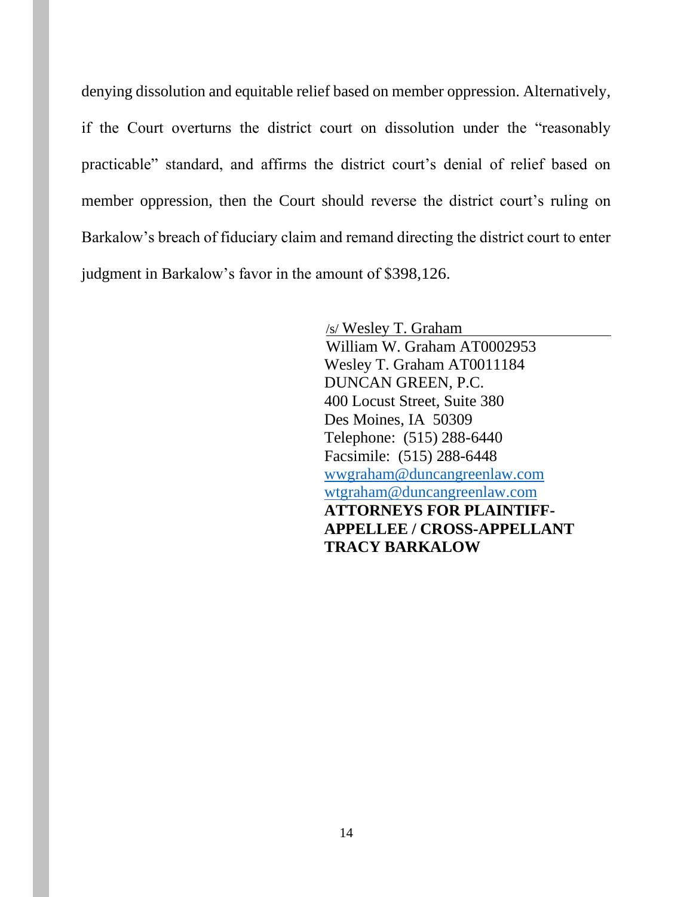denying dissolution and equitable relief based on member oppression. Alternatively, if the Court overturns the district court on dissolution under the "reasonably practicable" standard, and affirms the district court's denial of relief based on member oppression, then the Court should reverse the district court's ruling on Barkalow's breach of fiduciary claim and remand directing the district court to enter judgment in Barkalow's favor in the amount of $398,126.

/s/ Wesley T. Graham
William W. Graham AT0002953
Wesley T. Graham AT0011184
DUNCAN GREEN, P.C.
400 Locust Street, Suite 380
Des Moines, IA 50309
Telephone: (515) 288-6440
Facsimile: (515) 288-6448
wwgraham@duncangreenlaw.com
wtgraham@duncangreenlaw.com
**ATTORNEYS FOR PLAINTIFF-APPELLEE / CROSS-APPELLANT TRACY BARKALOW**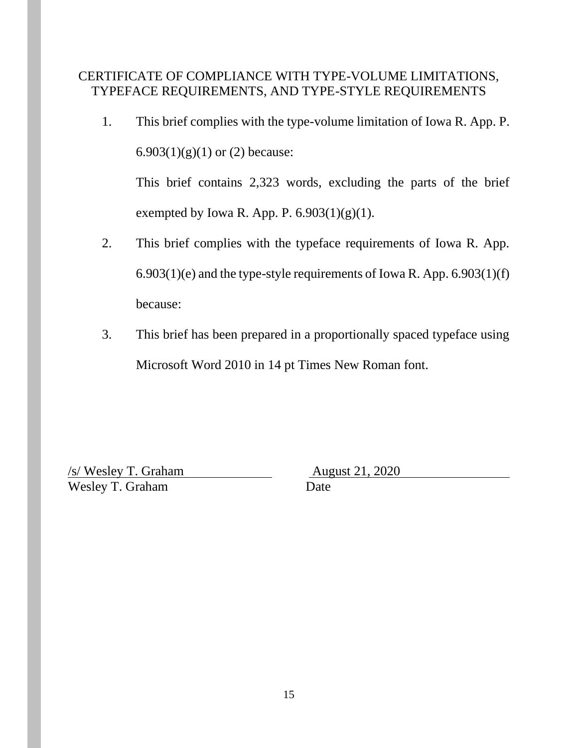## CERTIFICATE OF COMPLIANCE WITH TYPE-VOLUME LIMITATIONS, TYPEFACE REQUIREMENTS, AND TYPE-STYLE REQUIREMENTS

1. This brief complies with the type-volume limitation of Iowa R. App. P. 6.903(1)(g)(1) or (2) because:

   This brief contains 2,323 words, excluding the parts of the brief exempted by Iowa R. App. P. 6.903(1)(g)(1).

2. This brief complies with the typeface requirements of Iowa R. App. 6.903(1)(e) and the type-style requirements of Iowa R. App. 6.903(1)(f) because:

3. This brief has been prepared in a proportionally spaced typeface using Microsoft Word 2010 in 14 pt Times New Roman font.

/s/ Wesley T. Graham
Wesley T. Graham

August 21, 2020
Date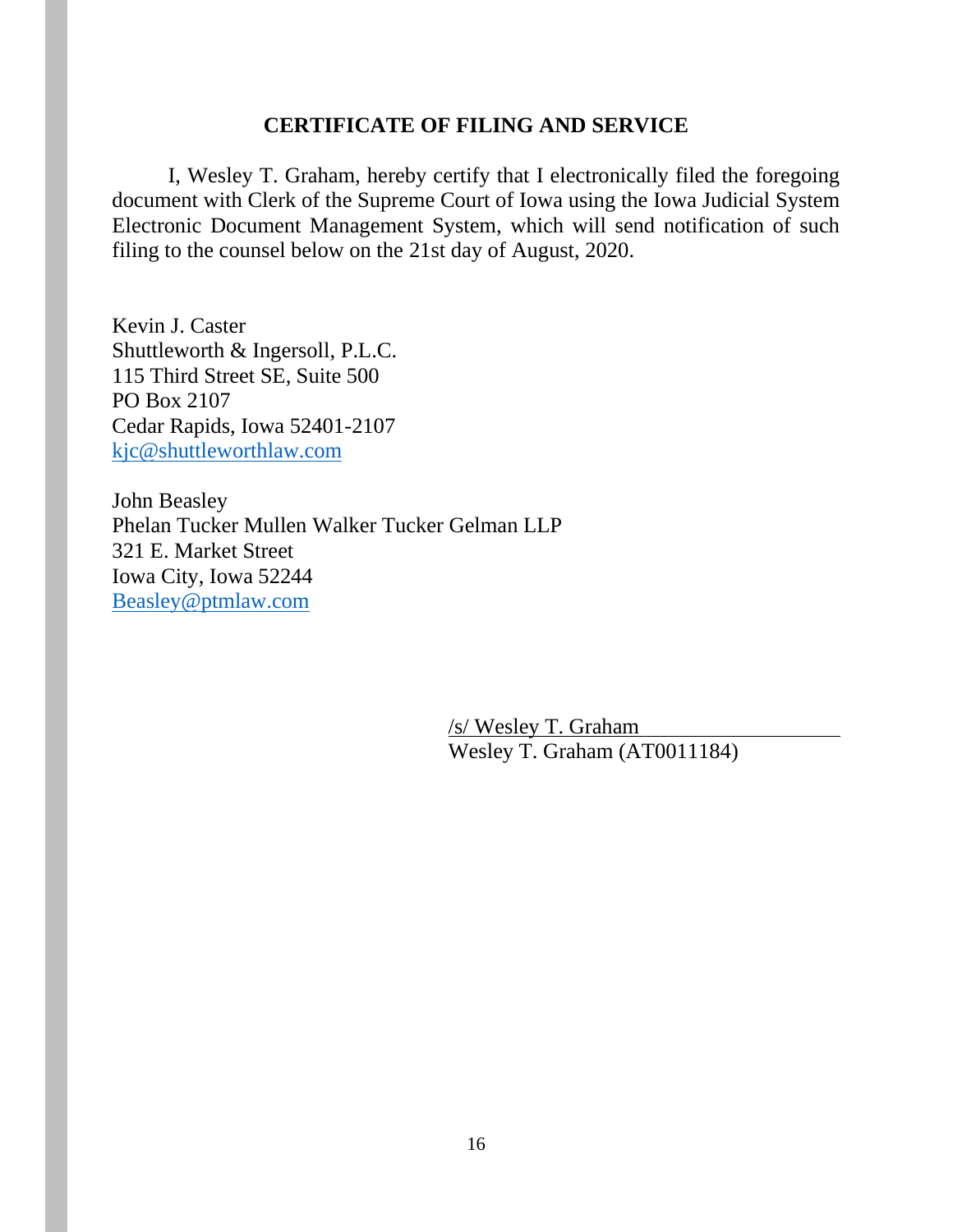## CERTIFICATE OF FILING AND SERVICE

I, Wesley T. Graham, hereby certify that I electronically filed the foregoing document with Clerk of the Supreme Court of Iowa using the Iowa Judicial System Electronic Document Management System, which will send notification of such filing to the counsel below on the 21st day of August, 2020.

Kevin J. Caster
Shuttleworth & Ingersoll, P.L.C.
115 Third Street SE, Suite 500
PO Box 2107
Cedar Rapids, Iowa 52401-2107
kjc@shuttleworthlaw.com

John Beasley
Phelan Tucker Mullen Walker Tucker Gelman LLP
321 E. Market Street
Iowa City, Iowa 52244
Beasley@ptmlaw.com

/s/ Wesley T. Graham
Wesley T. Graham (AT0011184)